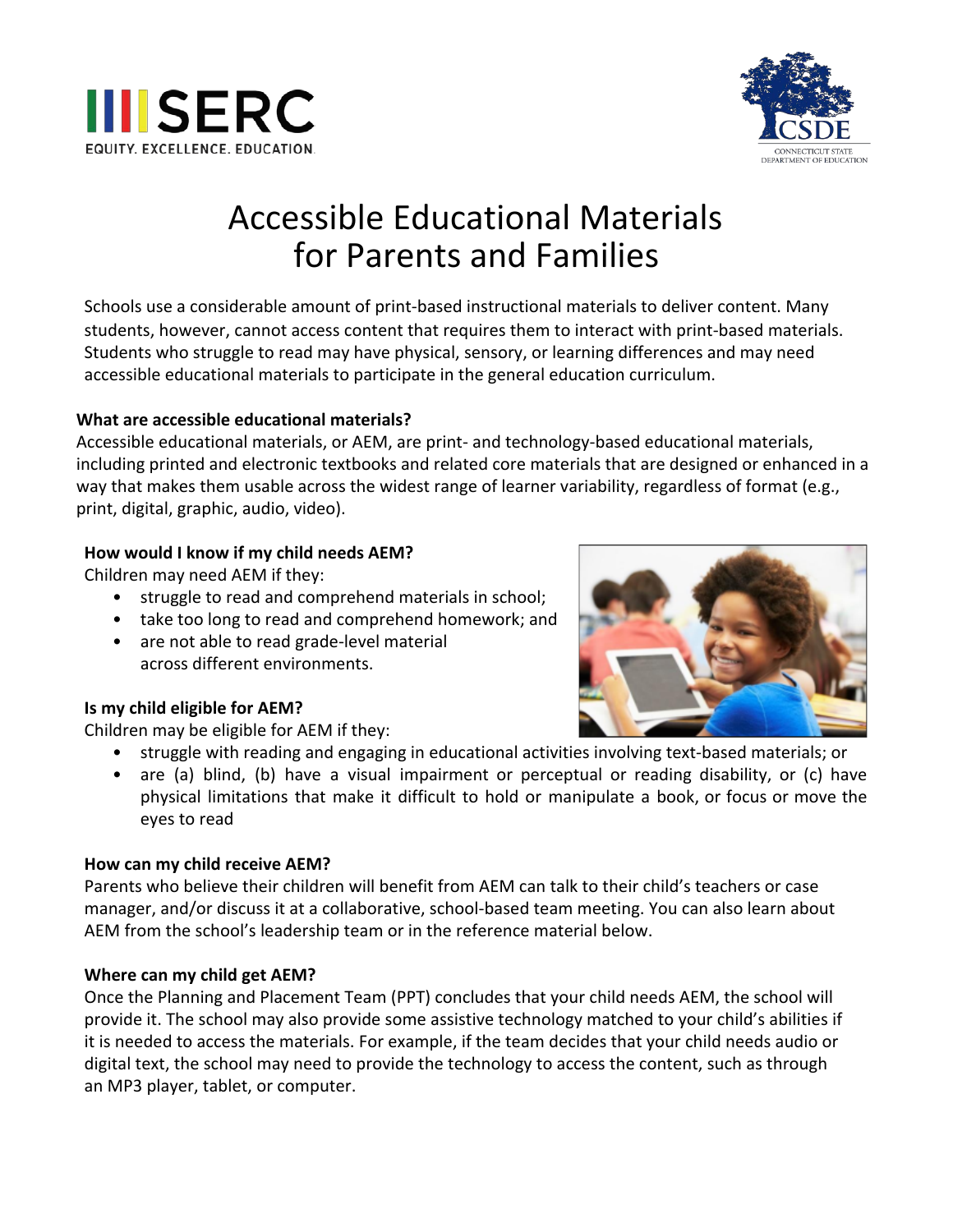# Accessible Educational Materials for Parents and Families

Schools use a considerable amount of print-based instructional materials to deliver content. Many students, however, cannot access content that requires them to interact with print-based materials. Students who struggle to read may have physical, sensory, or learning differences and may need accessible educational materials to participate in the general education curriculum.

**What are accessible educational materials?**

Accessible educational materials, or AEM, are print- and technology-based educational materials, including printed and electronic textbooks and related core materials that are designed or enhanced in a way that makes them usable across the widest range of learner variability, regardless of format (e.g., print, digital, graphic, audio, video).

**How would I know if my child needs AEM?**

Children may need AEM if they:

- struggle to read and comprehend materials in school;
- take too long to read and comprehend homework; and
- are not able to read grade-level material across different environments.

**Is my child eligible for AEM?**

Children may be eligible for AEM if they:

- struggle with reading and engaging in educational activities involving text-based materials; or
- are (a) blind, (b) have a visual impairment or perceptual or reading disability, or (c) have physical limitations that make it difficult to hold or manipulate a book, or focus or move the eyes to read

**How can my child receive AEM?**

Parents who believe their children will benefit from AEM can talk to their child's teachers or case manager, and/or discuss it at a collaborative, school-based team meeting. You can also learn about AEM from the school's leadership team or in the reference material below.

**Where can my child get AEM?**

Once the Planning and Placement Team (PPT) concludes that your child needs AEM, the school will provide it. The school may also provide some assistive technology matched to your child's abilities if it is needed to access the materials. For example, if the team decides that your child needs audio or digital text, the school may need to provide the technology to access the content, such as through an MP3 player, tablet, or computer.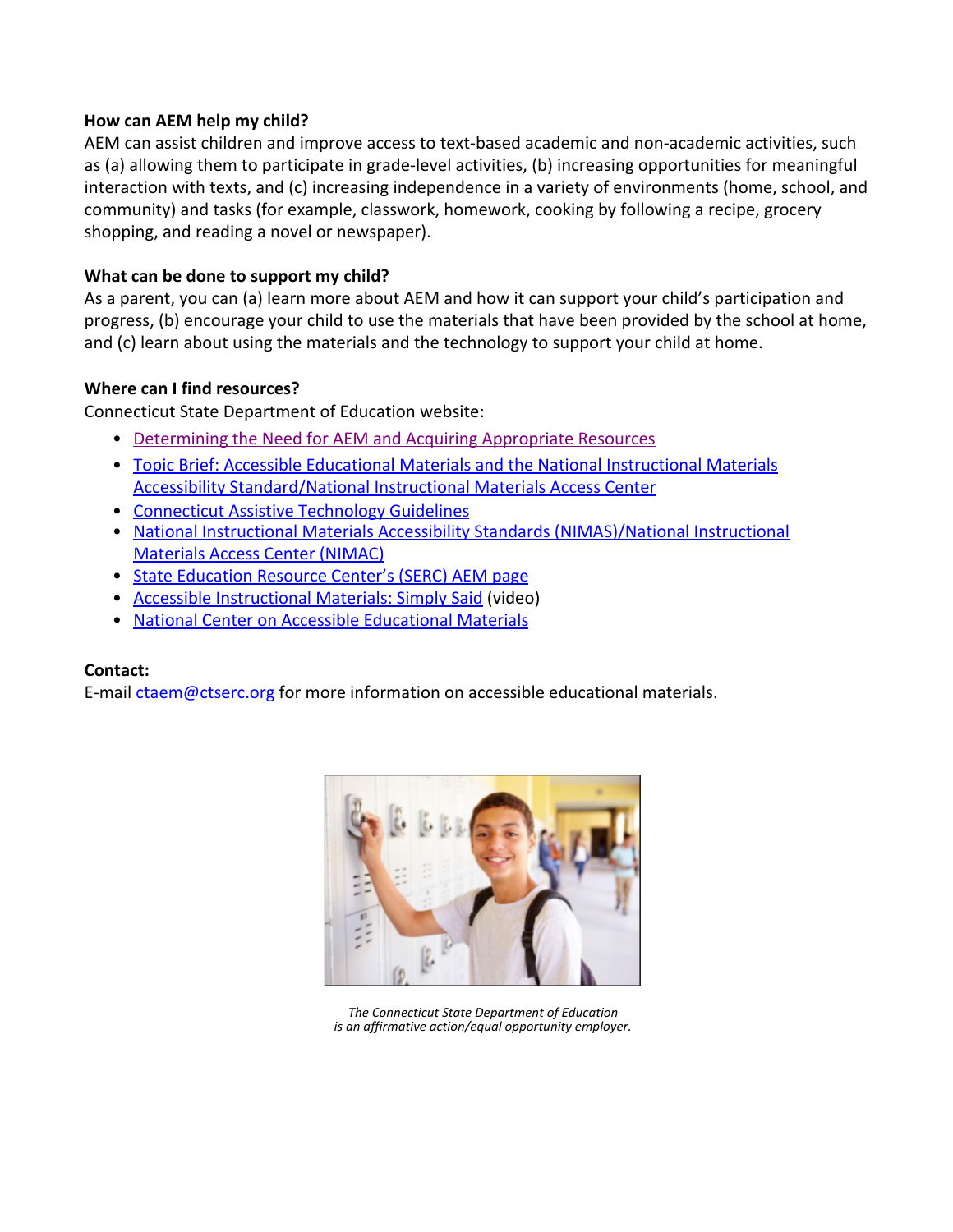**How can AEM help my child?**

AEM can assist children and improve access to text-based academic and non-academic activities, such as (a) allowing them to participate in grade-level activities, (b) increasing opportunities for meaningful interaction with texts, and (c) increasing independence in a variety of environments (home, school, and community) and tasks (for example, classwork, homework, cooking by following a recipe, grocery shopping, and reading a novel or newspaper).

**What can be done to support my child?**

As a parent, you can (a) learn more about AEM and how it can support your child's participation and progress, (b) encourage your child to use the materials that have been provided by the school at home, and (c) learn about using the materials and the technology to support your child at home.

**Where can I find resources?**

Connecticut State Department of Education website:

- Determining the Need for AEM and Acquiring Appropriate Resources
- Topic Brief: Accessible Educational Materials and the National Instructional Materials Accessibility Standard/National Instructional Materials Access Center
- Connecticut Assistive Technology Guidelines
- National Instructional Materials Accessibility Standards (NIMAS)/National Instructional Materials Access Center (NIMAC)
- State Education Resource Center's (SERC) AEM page
- Accessible Instructional Materials: Simply Said (video)
- National Center on Accessible Educational Materials

**Contact:**

E-mail ctaem@ctserc.org for more information on accessible educational materials.

*The Connecticut State Department of Education is an affirmative action/equal opportunity employer.*